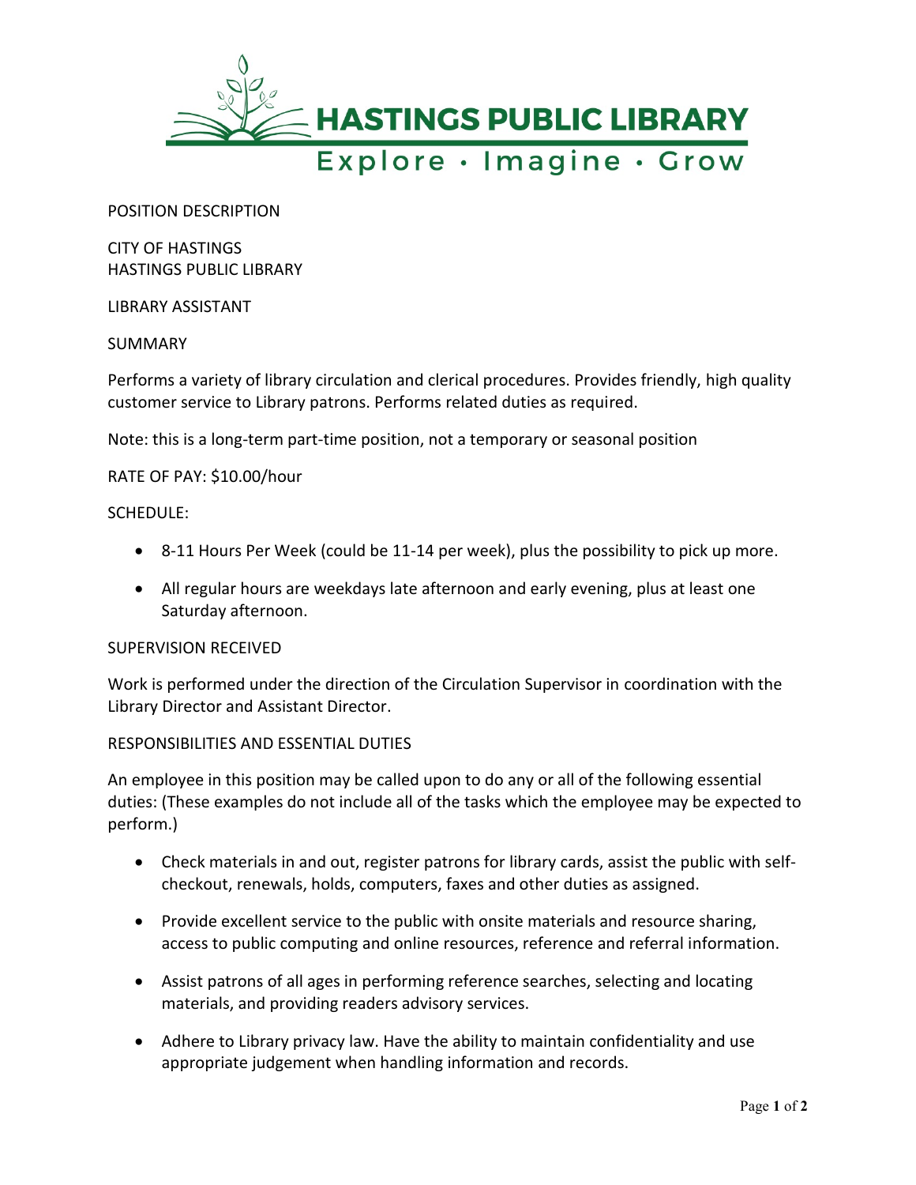HASTINGS PUBLIC LIBRARY

Explore · Imagine · Grow

POSITION DESCRIPTION

CITY OF HASTINGS
HASTINGS PUBLIC LIBRARY

LIBRARY ASSISTANT

SUMMARY

Performs a variety of library circulation and clerical procedures. Provides friendly, high quality customer service to Library patrons. Performs related duties as required.

Note: this is a long-term part-time position, not a temporary or seasonal position

RATE OF PAY: $10.00/hour

SCHEDULE:

- 8-11 Hours Per Week (could be 11-14 per week), plus the possibility to pick up more.
- All regular hours are weekdays late afternoon and early evening, plus at least one Saturday afternoon.

SUPERVISION RECEIVED

Work is performed under the direction of the Circulation Supervisor in coordination with the Library Director and Assistant Director.

RESPONSIBILITIES AND ESSENTIAL DUTIES

An employee in this position may be called upon to do any or all of the following essential duties: (These examples do not include all of the tasks which the employee may be expected to perform.)

- Check materials in and out, register patrons for library cards, assist the public with self-checkout, renewals, holds, computers, faxes and other duties as assigned.
- Provide excellent service to the public with onsite materials and resource sharing, access to public computing and online resources, reference and referral information.
- Assist patrons of all ages in performing reference searches, selecting and locating materials, and providing readers advisory services.
- Adhere to Library privacy law. Have the ability to maintain confidentiality and use appropriate judgement when handling information and records.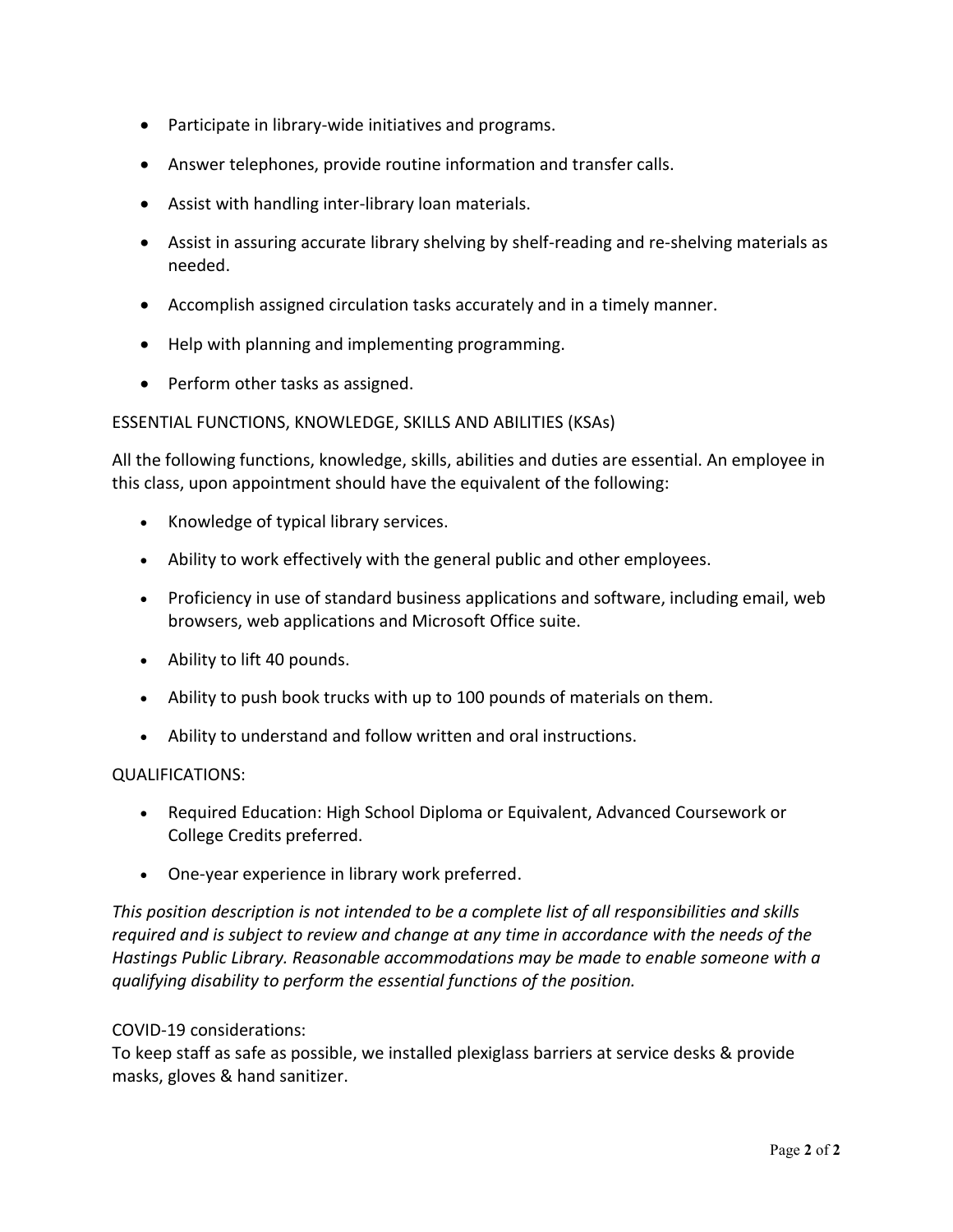- Participate in library-wide initiatives and programs.
- Answer telephones, provide routine information and transfer calls.
- Assist with handling inter-library loan materials.
- Assist in assuring accurate library shelving by shelf-reading and re-shelving materials as needed.
- Accomplish assigned circulation tasks accurately and in a timely manner.
- Help with planning and implementing programming.
- Perform other tasks as assigned.

ESSENTIAL FUNCTIONS, KNOWLEDGE, SKILLS AND ABILITIES (KSAs)

All the following functions, knowledge, skills, abilities and duties are essential. An employee in this class, upon appointment should have the equivalent of the following:

- Knowledge of typical library services.
- Ability to work effectively with the general public and other employees.
- Proficiency in use of standard business applications and software, including email, web browsers, web applications and Microsoft Office suite.
- Ability to lift 40 pounds.
- Ability to push book trucks with up to 100 pounds of materials on them.
- Ability to understand and follow written and oral instructions.

QUALIFICATIONS:

- Required Education: High School Diploma or Equivalent, Advanced Coursework or College Credits preferred.
- One-year experience in library work preferred.

*This position description is not intended to be a complete list of all responsibilities and skills required and is subject to review and change at any time in accordance with the needs of the Hastings Public Library. Reasonable accommodations may be made to enable someone with a qualifying disability to perform the essential functions of the position.*

COVID-19 considerations:
To keep staff as safe as possible, we installed plexiglass barriers at service desks & provide masks, gloves & hand sanitizer.